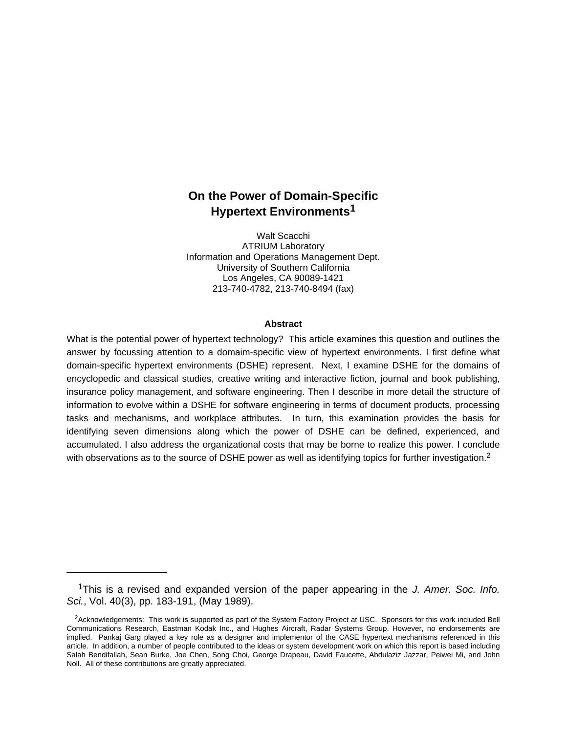# On the Power of Domain-Specific Hypertext Environments[1]

Walt Scacchi
ATRIUM Laboratory
Information and Operations Management Dept.
University of Southern California
Los Angeles, CA 90089-1421
213-740-4782, 213-740-8494 (fax)

### Abstract

What is the potential power of hypertext technology? This article examines this question and outlines the answer by focussing attention to a domaim-specific view of hypertext environments. I first define what domain-specific hypertext environments (DSHE) represent. Next, I examine DSHE for the domains of encyclopedic and classical studies, creative writing and interactive fiction, journal and book publishing, insurance policy management, and software engineering. Then I describe in more detail the structure of information to evolve within a DSHE for software engineering in terms of document products, processing tasks and mechanisms, and workplace attributes. In turn, this examination provides the basis for identifying seven dimensions along which the power of DSHE can be defined, experienced, and accumulated. I also address the organizational costs that may be borne to realize this power. I conclude with observations as to the source of DSHE power as well as identifying topics for further investigation.[2]

---

[1] This is a revised and expanded version of the paper appearing in the *J. Amer. Soc. Info. Sci.*, Vol. 40(3), pp. 183-191, (May 1989).

[2] Acknowledgements: This work is supported as part of the System Factory Project at USC. Sponsors for this work included Bell Communications Research, Eastman Kodak Inc., and Hughes Aircraft, Radar Systems Group. However, no endorsements are implied. Pankaj Garg played a key role as a designer and implementor of the CASE hypertext mechanisms referenced in this article. In addition, a number of people contributed to the ideas or system development work on which this report is based including Salah Bendifallah, Sean Burke, Joe Chen, Song Choi, George Drapeau, David Faucette, Abdulaziz Jazzar, Peiwei Mi, and John Noll. All of these contributions are greatly appreciated.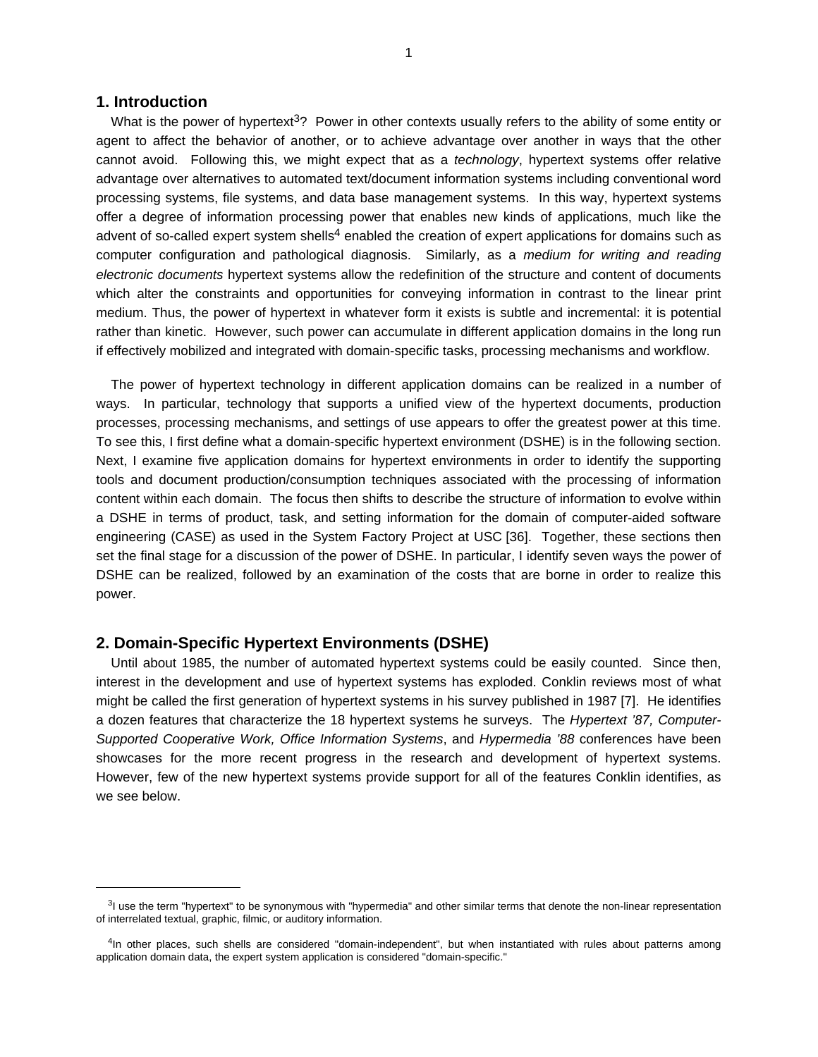## 1. Introduction

What is the power of hypertext[3]? Power in other contexts usually refers to the ability of some entity or agent to affect the behavior of another, or to achieve advantage over another in ways that the other cannot avoid. Following this, we might expect that as a *technology*, hypertext systems offer relative advantage over alternatives to automated text/document information systems including conventional word processing systems, file systems, and data base management systems. In this way, hypertext systems offer a degree of information processing power that enables new kinds of applications, much like the advent of so-called expert system shells[4] enabled the creation of expert applications for domains such as computer configuration and pathological diagnosis. Similarly, as a *medium for writing and reading electronic documents* hypertext systems allow the redefinition of the structure and content of documents which alter the constraints and opportunities for conveying information in contrast to the linear print medium. Thus, the power of hypertext in whatever form it exists is subtle and incremental: it is potential rather than kinetic. However, such power can accumulate in different application domains in the long run if effectively mobilized and integrated with domain-specific tasks, processing mechanisms and workflow.

The power of hypertext technology in different application domains can be realized in a number of ways. In particular, technology that supports a unified view of the hypertext documents, production processes, processing mechanisms, and settings of use appears to offer the greatest power at this time. To see this, I first define what a domain-specific hypertext environment (DSHE) is in the following section. Next, I examine five application domains for hypertext environments in order to identify the supporting tools and document production/consumption techniques associated with the processing of information content within each domain. The focus then shifts to describe the structure of information to evolve within a DSHE in terms of product, task, and setting information for the domain of computer-aided software engineering (CASE) as used in the System Factory Project at USC [36]. Together, these sections then set the final stage for a discussion of the power of DSHE. In particular, I identify seven ways the power of DSHE can be realized, followed by an examination of the costs that are borne in order to realize this power.

## 2. Domain-Specific Hypertext Environments (DSHE)

Until about 1985, the number of automated hypertext systems could be easily counted. Since then, interest in the development and use of hypertext systems has exploded. Conklin reviews most of what might be called the first generation of hypertext systems in his survey published in 1987 [7]. He identifies a dozen features that characterize the 18 hypertext systems he surveys. The *Hypertext '87, Computer-Supported Cooperative Work, Office Information Systems*, and *Hypermedia '88* conferences have been showcases for the more recent progress in the research and development of hypertext systems. However, few of the new hypertext systems provide support for all of the features Conklin identifies, as we see below.

---

[3]I use the term "hypertext" to be synonymous with "hypermedia" and other similar terms that denote the non-linear representation of interrelated textual, graphic, filmic, or auditory information.

[4]In other places, such shells are considered "domain-independent", but when instantiated with rules about patterns among application domain data, the expert system application is considered "domain-specific."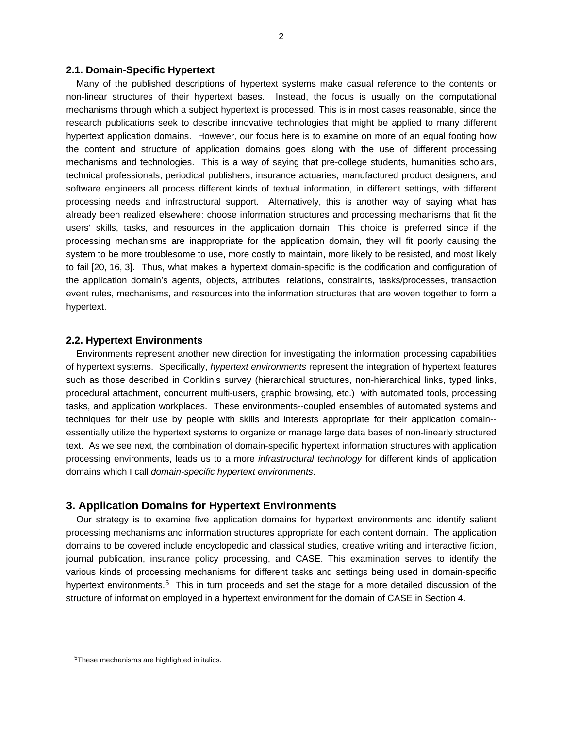### 2.1. Domain-Specific Hypertext

Many of the published descriptions of hypertext systems make casual reference to the contents or non-linear structures of their hypertext bases. Instead, the focus is usually on the computational mechanisms through which a subject hypertext is processed. This is in most cases reasonable, since the research publications seek to describe innovative technologies that might be applied to many different hypertext application domains. However, our focus here is to examine on more of an equal footing how the content and structure of application domains goes along with the use of different processing mechanisms and technologies. This is a way of saying that pre-college students, humanities scholars, technical professionals, periodical publishers, insurance actuaries, manufactured product designers, and software engineers all process different kinds of textual information, in different settings, with different processing needs and infrastructural support. Alternatively, this is another way of saying what has already been realized elsewhere: choose information structures and processing mechanisms that fit the users' skills, tasks, and resources in the application domain. This choice is preferred since if the processing mechanisms are inappropriate for the application domain, they will fit poorly causing the system to be more troublesome to use, more costly to maintain, more likely to be resisted, and most likely to fail [20, 16, 3]. Thus, what makes a hypertext domain-specific is the codification and configuration of the application domain's agents, objects, attributes, relations, constraints, tasks/processes, transaction event rules, mechanisms, and resources into the information structures that are woven together to form a hypertext.

### 2.2. Hypertext Environments

Environments represent another new direction for investigating the information processing capabilities of hypertext systems. Specifically, *hypertext environments* represent the integration of hypertext features such as those described in Conklin's survey (hierarchical structures, non-hierarchical links, typed links, procedural attachment, concurrent multi-users, graphic browsing, etc.) with automated tools, processing tasks, and application workplaces. These environments--coupled ensembles of automated systems and techniques for their use by people with skills and interests appropriate for their application domain--essentially utilize the hypertext systems to organize or manage large data bases of non-linearly structured text. As we see next, the combination of domain-specific hypertext information structures with application processing environments, leads us to a more *infrastructural technology* for different kinds of application domains which I call *domain-specific hypertext environments*.

## 3. Application Domains for Hypertext Environments

Our strategy is to examine five application domains for hypertext environments and identify salient processing mechanisms and information structures appropriate for each content domain. The application domains to be covered include encyclopedic and classical studies, creative writing and interactive fiction, journal publication, insurance policy processing, and CASE. This examination serves to identify the various kinds of processing mechanisms for different tasks and settings being used in domain-specific hypertext environments.[5] This in turn proceeds and set the stage for a more detailed discussion of the structure of information employed in a hypertext environment for the domain of CASE in Section 4.

---

[5] These mechanisms are highlighted in italics.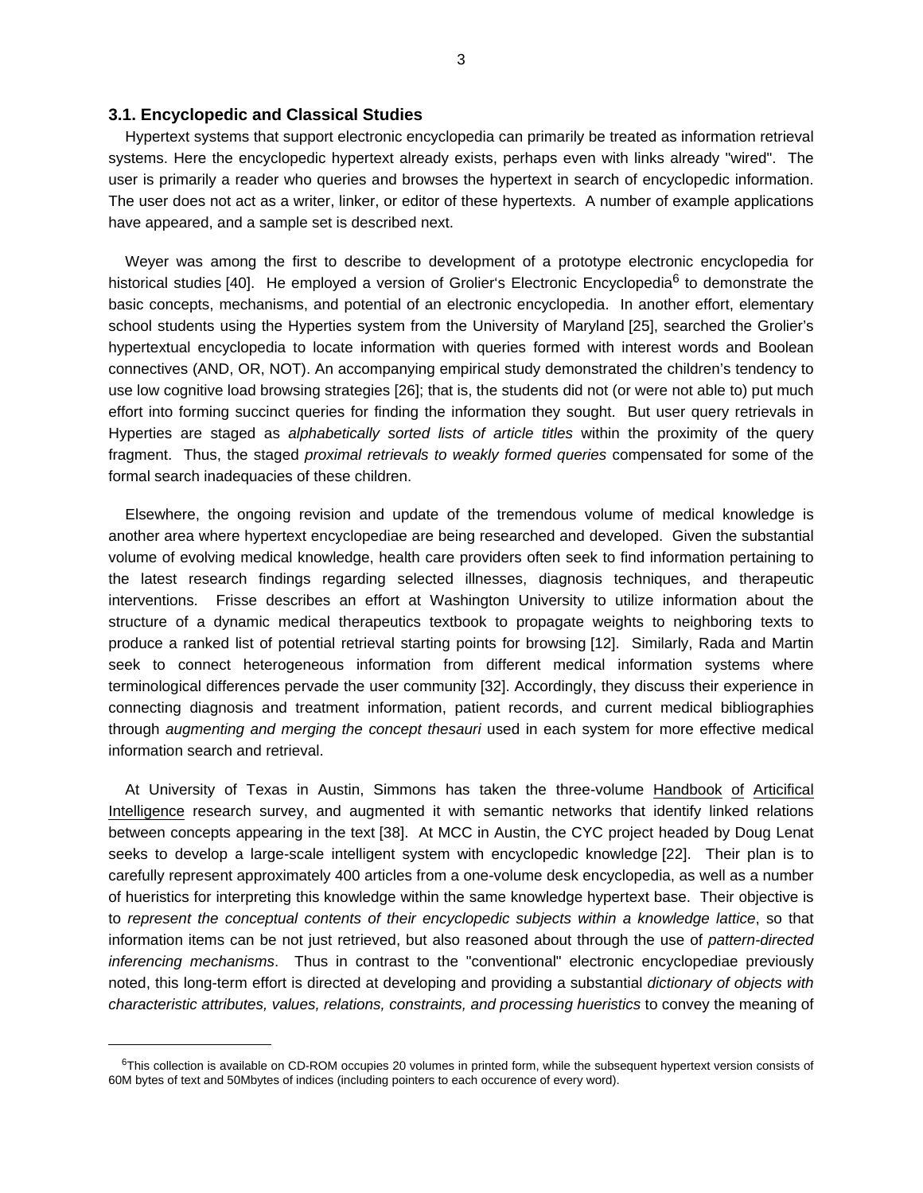### 3.1. Encyclopedic and Classical Studies

Hypertext systems that support electronic encyclopedia can primarily be treated as information retrieval systems. Here the encyclopedic hypertext already exists, perhaps even with links already "wired". The user is primarily a reader who queries and browses the hypertext in search of encyclopedic information. The user does not act as a writer, linker, or editor of these hypertexts. A number of example applications have appeared, and a sample set is described next.

Weyer was among the first to describe to development of a prototype electronic encyclopedia for historical studies [40]. He employed a version of Grolier's Electronic Encyclopedia[6] to demonstrate the basic concepts, mechanisms, and potential of an electronic encyclopedia. In another effort, elementary school students using the Hyperties system from the University of Maryland [25], searched the Grolier's hypertextual encyclopedia to locate information with queries formed with interest words and Boolean connectives (AND, OR, NOT). An accompanying empirical study demonstrated the children's tendency to use low cognitive load browsing strategies [26]; that is, the students did not (or were not able to) put much effort into forming succinct queries for finding the information they sought. But user query retrievals in Hyperties are staged as *alphabetically sorted lists of article titles* within the proximity of the query fragment. Thus, the staged *proximal retrievals to weakly formed queries* compensated for some of the formal search inadequacies of these children.

Elsewhere, the ongoing revision and update of the tremendous volume of medical knowledge is another area where hypertext encyclopediae are being researched and developed. Given the substantial volume of evolving medical knowledge, health care providers often seek to find information pertaining to the latest research findings regarding selected illnesses, diagnosis techniques, and therapeutic interventions. Frisse describes an effort at Washington University to utilize information about the structure of a dynamic medical therapeutics textbook to propagate weights to neighboring texts to produce a ranked list of potential retrieval starting points for browsing [12]. Similarly, Rada and Martin seek to connect heterogeneous information from different medical information systems where terminological differences pervade the user community [32]. Accordingly, they discuss their experience in connecting diagnosis and treatment information, patient records, and current medical bibliographies through *augmenting and merging the concept thesauri* used in each system for more effective medical information search and retrieval.

At University of Texas in Austin, Simmons has taken the three-volume Handbook of Articifical Intelligence research survey, and augmented it with semantic networks that identify linked relations between concepts appearing in the text [38]. At MCC in Austin, the CYC project headed by Doug Lenat seeks to develop a large-scale intelligent system with encyclopedic knowledge [22]. Their plan is to carefully represent approximately 400 articles from a one-volume desk encyclopedia, as well as a number of hueristics for interpreting this knowledge within the same knowledge hypertext base. Their objective is to *represent the conceptual contents of their encyclopedic subjects within a knowledge lattice*, so that information items can be not just retrieved, but also reasoned about through the use of *pattern-directed inferencing mechanisms*. Thus in contrast to the "conventional" electronic encyclopediae previously noted, this long-term effort is directed at developing and providing a substantial *dictionary of objects with characteristic attributes, values, relations, constraints, and processing hueristics* to convey the meaning of

---

[6] This collection is available on CD-ROM occupies 20 volumes in printed form, while the subsequent hypertext version consists of 60M bytes of text and 50Mbytes of indices (including pointers to each occurence of every word).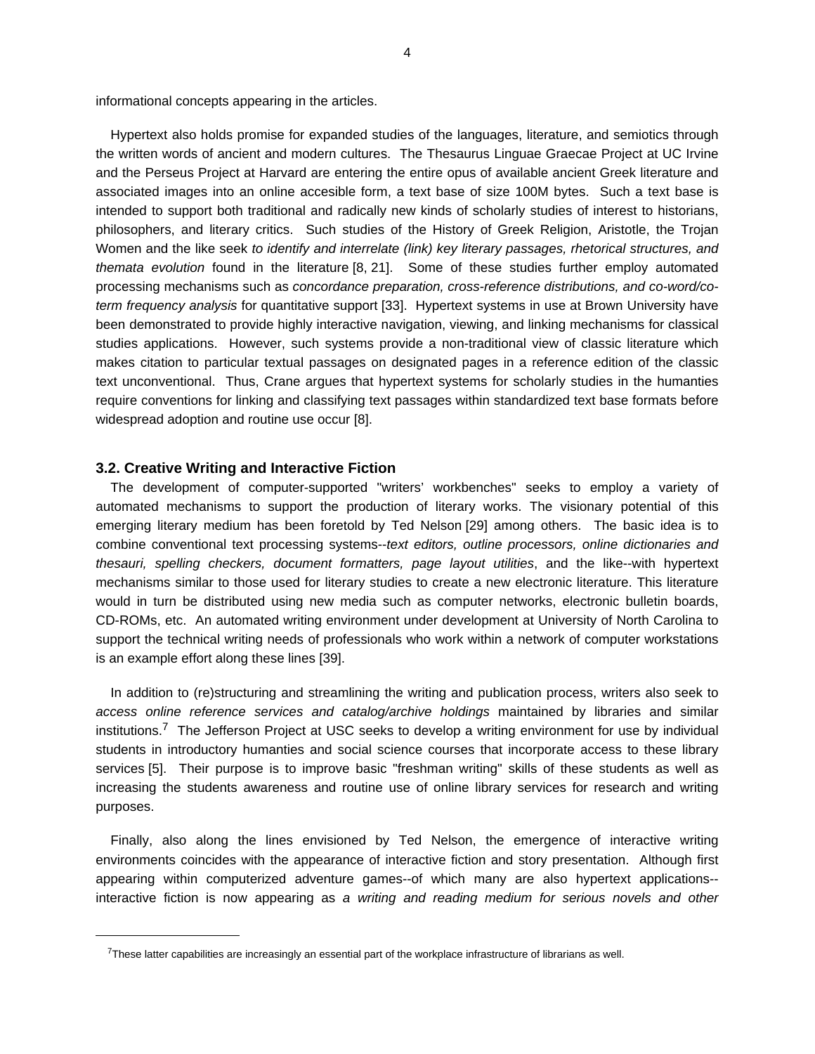informational concepts appearing in the articles.

Hypertext also holds promise for expanded studies of the languages, literature, and semiotics through the written words of ancient and modern cultures. The Thesaurus Linguae Graecae Project at UC Irvine and the Perseus Project at Harvard are entering the entire opus of available ancient Greek literature and associated images into an online accesible form, a text base of size 100M bytes. Such a text base is intended to support both traditional and radically new kinds of scholarly studies of interest to historians, philosophers, and literary critics. Such studies of the History of Greek Religion, Aristotle, the Trojan Women and the like seek *to identify and interrelate (link) key literary passages, rhetorical structures, and themata evolution* found in the literature [8, 21]. Some of these studies further employ automated processing mechanisms such as *concordance preparation, cross-reference distributions, and co-word/co-term frequency analysis* for quantitative support [33]. Hypertext systems in use at Brown University have been demonstrated to provide highly interactive navigation, viewing, and linking mechanisms for classical studies applications. However, such systems provide a non-traditional view of classic literature which makes citation to particular textual passages on designated pages in a reference edition of the classic text unconventional. Thus, Crane argues that hypertext systems for scholarly studies in the humanties require conventions for linking and classifying text passages within standardized text base formats before widespread adoption and routine use occur [8].

### 3.2. Creative Writing and Interactive Fiction

The development of computer-supported "writers' workbenches" seeks to employ a variety of automated mechanisms to support the production of literary works. The visionary potential of this emerging literary medium has been foretold by Ted Nelson [29] among others. The basic idea is to combine conventional text processing systems--*text editors, outline processors, online dictionaries and thesauri, spelling checkers, document formatters, page layout utilities*, and the like--with hypertext mechanisms similar to those used for literary studies to create a new electronic literature. This literature would in turn be distributed using new media such as computer networks, electronic bulletin boards, CD-ROMs, etc. An automated writing environment under development at University of North Carolina to support the technical writing needs of professionals who work within a network of computer workstations is an example effort along these lines [39].

In addition to (re)structuring and streamlining the writing and publication process, writers also seek to *access online reference services and catalog/archive holdings* maintained by libraries and similar institutions.[7] The Jefferson Project at USC seeks to develop a writing environment for use by individual students in introductory humanities and social science courses that incorporate access to these library services [5]. Their purpose is to improve basic "freshman writing" skills of these students as well as increasing the students awareness and routine use of online library services for research and writing purposes.

Finally, also along the lines envisioned by Ted Nelson, the emergence of interactive writing environments coincides with the appearance of interactive fiction and story presentation. Although first appearing within computerized adventure games--of which many are also hypertext applications--interactive fiction is now appearing as *a writing and reading medium for serious novels and other*

---

[7] These latter capabilities are increasingly an essential part of the workplace infrastructure of librarians as well.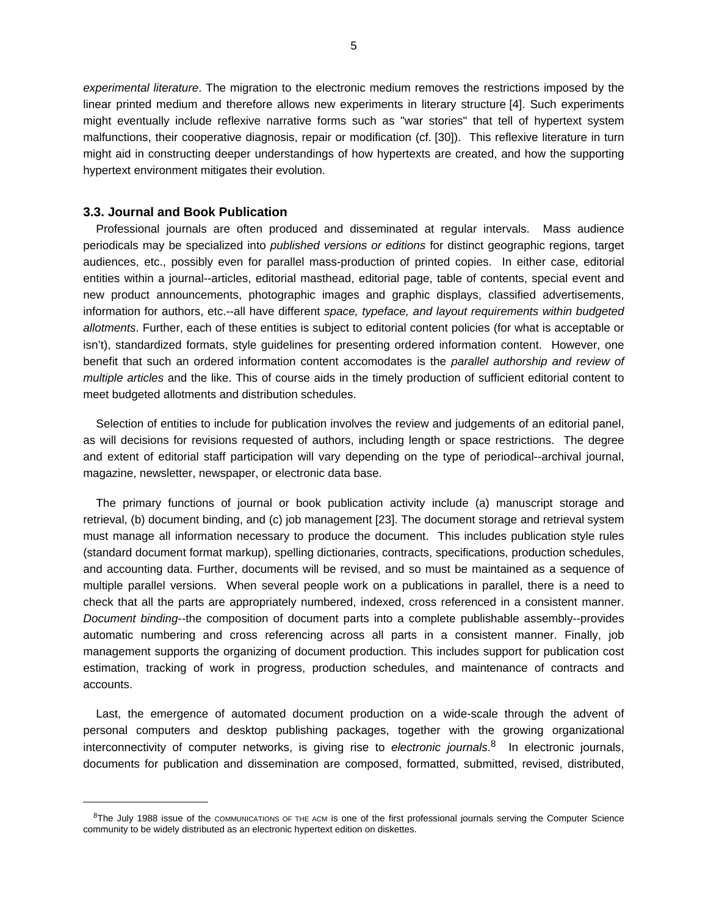*experimental literature*. The migration to the electronic medium removes the restrictions imposed by the linear printed medium and therefore allows new experiments in literary structure [4]. Such experiments might eventually include reflexive narrative forms such as "war stories" that tell of hypertext system malfunctions, their cooperative diagnosis, repair or modification (cf. [30]). This reflexive literature in turn might aid in constructing deeper understandings of how hypertexts are created, and how the supporting hypertext environment mitigates their evolution.

### 3.3. Journal and Book Publication

Professional journals are often produced and disseminated at regular intervals. Mass audience periodicals may be specialized into *published versions or editions* for distinct geographic regions, target audiences, etc., possibly even for parallel mass-production of printed copies. In either case, editorial entities within a journal--articles, editorial masthead, editorial page, table of contents, special event and new product announcements, photographic images and graphic displays, classified advertisements, information for authors, etc.--all have different *space, typeface, and layout requirements within budgeted allotments*. Further, each of these entities is subject to editorial content policies (for what is acceptable or isn't), standardized formats, style guidelines for presenting ordered information content. However, one benefit that such an ordered information content accomodates is the *parallel authorship and review of multiple articles* and the like. This of course aids in the timely production of sufficient editorial content to meet budgeted allotments and distribution schedules.

Selection of entities to include for publication involves the review and judgements of an editorial panel, as will decisions for revisions requested of authors, including length or space restrictions. The degree and extent of editorial staff participation will vary depending on the type of periodical--archival journal, magazine, newsletter, newspaper, or electronic data base.

The primary functions of journal or book publication activity include (a) manuscript storage and retrieval, (b) document binding, and (c) job management [23]. The document storage and retrieval system must manage all information necessary to produce the document. This includes publication style rules (standard document format markup), spelling dictionaries, contracts, specifications, production schedules, and accounting data. Further, documents will be revised, and so must be maintained as a sequence of multiple parallel versions. When several people work on a publications in parallel, there is a need to check that all the parts are appropriately numbered, indexed, cross referenced in a consistent manner. *Document binding*--the composition of document parts into a complete publishable assembly--provides automatic numbering and cross referencing across all parts in a consistent manner. Finally, job management supports the organizing of document production. This includes support for publication cost estimation, tracking of work in progress, production schedules, and maintenance of contracts and accounts.

Last, the emergence of automated document production on a wide-scale through the advent of personal computers and desktop publishing packages, together with the growing organizational interconnectivity of computer networks, is giving rise to *electronic journals*.[8] In electronic journals, documents for publication and dissemination are composed, formatted, submitted, revised, distributed,

---

[8] The July 1988 issue of the COMMUNICATIONS OF THE ACM is one of the first professional journals serving the Computer Science community to be widely distributed as an electronic hypertext edition on diskettes.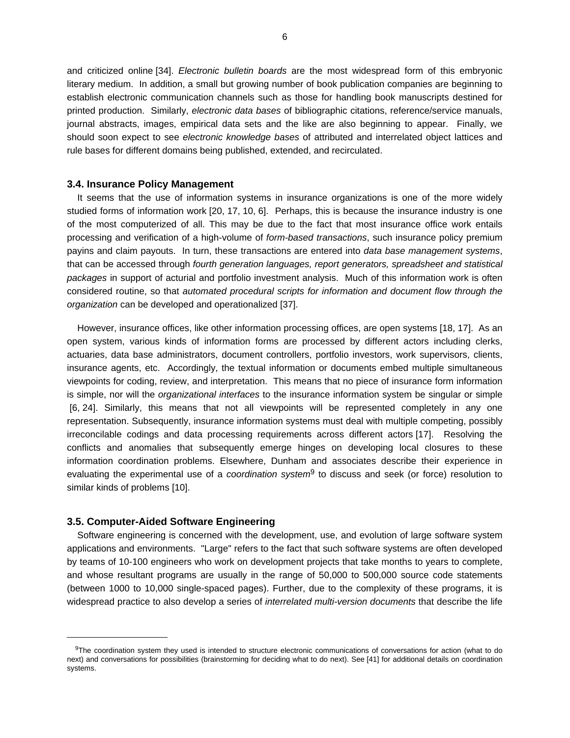and criticized online [34]. *Electronic bulletin boards* are the most widespread form of this embryonic literary medium. In addition, a small but growing number of book publication companies are beginning to establish electronic communication channels such as those for handling book manuscripts destined for printed production. Similarly, *electronic data bases* of bibliographic citations, reference/service manuals, journal abstracts, images, empirical data sets and the like are also beginning to appear. Finally, we should soon expect to see *electronic knowledge bases* of attributed and interrelated object lattices and rule bases for different domains being published, extended, and recirculated.

### 3.4. Insurance Policy Management

It seems that the use of information systems in insurance organizations is one of the more widely studied forms of information work [20, 17, 10, 6]. Perhaps, this is because the insurance industry is one of the most computerized of all. This may be due to the fact that most insurance office work entails processing and verification of a high-volume of *form-based transactions*, such insurance policy premium payins and claim payouts. In turn, these transactions are entered into *data base management systems*, that can be accessed through *fourth generation languages, report generators, spreadsheet and statistical packages* in support of acturial and portfolio investment analysis. Much of this information work is often considered routine, so that *automated procedural scripts for information and document flow through the organization* can be developed and operationalized [37].

However, insurance offices, like other information processing offices, are open systems [18, 17]. As an open system, various kinds of information forms are processed by different actors including clerks, actuaries, data base administrators, document controllers, portfolio investors, work supervisors, clients, insurance agents, etc. Accordingly, the textual information or documents embed multiple simultaneous viewpoints for coding, review, and interpretation. This means that no piece of insurance form information is simple, nor will the *organizational interfaces* to the insurance information system be singular or simple [6, 24]. Similarly, this means that not all viewpoints will be represented completely in any one representation. Subsequently, insurance information systems must deal with multiple competing, possibly irreconcilable codings and data processing requirements across different actors [17]. Resolving the conflicts and anomalies that subsequently emerge hinges on developing local closures to these information coordination problems. Elsewhere, Dunham and associates describe their experience in evaluating the experimental use of a *coordination system*[9] to discuss and seek (or force) resolution to similar kinds of problems [10].

### 3.5. Computer-Aided Software Engineering

Software engineering is concerned with the development, use, and evolution of large software system applications and environments. "Large" refers to the fact that such software systems are often developed by teams of 10-100 engineers who work on development projects that take months to years to complete, and whose resultant programs are usually in the range of 50,000 to 500,000 source code statements (between 1000 to 10,000 single-spaced pages). Further, due to the complexity of these programs, it is widespread practice to also develop a series of *interrelated multi-version documents* that describe the life

---

[9] The coordination system they used is intended to structure electronic communications of conversations for action (what to do next) and conversations for possibilities (brainstorming for deciding what to do next). See [41] for additional details on coordination systems.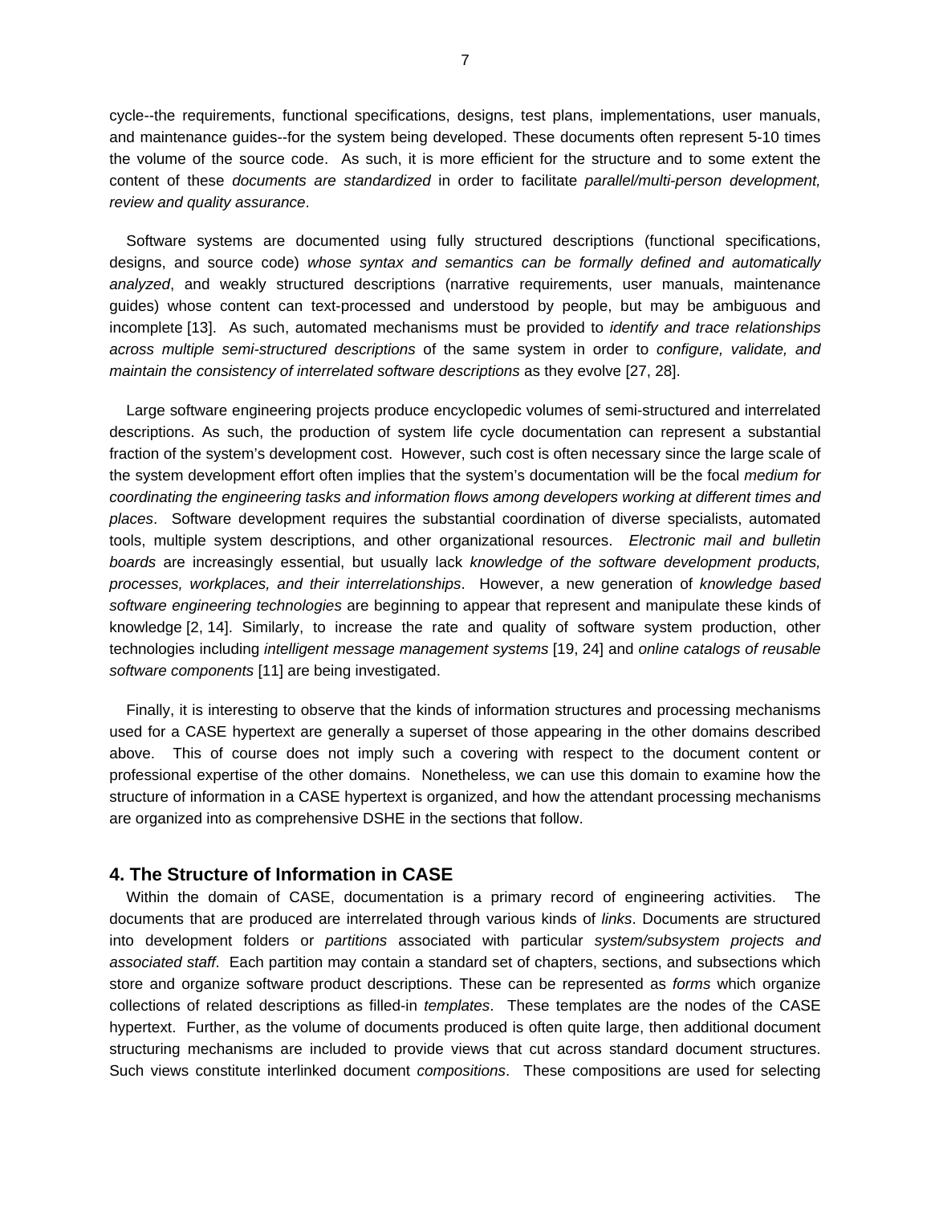cycle--the requirements, functional specifications, designs, test plans, implementations, user manuals, and maintenance guides--for the system being developed. These documents often represent 5-10 times the volume of the source code. As such, it is more efficient for the structure and to some extent the content of these *documents are standardized* in order to facilitate *parallel/multi-person development, review and quality assurance*.

Software systems are documented using fully structured descriptions (functional specifications, designs, and source code) *whose syntax and semantics can be formally defined and automatically analyzed*, and weakly structured descriptions (narrative requirements, user manuals, maintenance guides) whose content can text-processed and understood by people, but may be ambiguous and incomplete [13]. As such, automated mechanisms must be provided to *identify and trace relationships across multiple semi-structured descriptions* of the same system in order to *configure, validate, and maintain the consistency of interrelated software descriptions* as they evolve [27, 28].

Large software engineering projects produce encyclopedic volumes of semi-structured and interrelated descriptions. As such, the production of system life cycle documentation can represent a substantial fraction of the system's development cost. However, such cost is often necessary since the large scale of the system development effort often implies that the system's documentation will be the focal *medium for coordinating the engineering tasks and information flows among developers working at different times and places*. Software development requires the substantial coordination of diverse specialists, automated tools, multiple system descriptions, and other organizational resources. *Electronic mail and bulletin boards* are increasingly essential, but usually lack *knowledge of the software development products, processes, workplaces, and their interrelationships*. However, a new generation of *knowledge based software engineering technologies* are beginning to appear that represent and manipulate these kinds of knowledge [2, 14]. Similarly, to increase the rate and quality of software system production, other technologies including *intelligent message management systems* [19, 24] and *online catalogs of reusable software components* [11] are being investigated.

Finally, it is interesting to observe that the kinds of information structures and processing mechanisms used for a CASE hypertext are generally a superset of those appearing in the other domains described above. This of course does not imply such a covering with respect to the document content or professional expertise of the other domains. Nonetheless, we can use this domain to examine how the structure of information in a CASE hypertext is organized, and how the attendant processing mechanisms are organized into as comprehensive DSHE in the sections that follow.

## 4. The Structure of Information in CASE

Within the domain of CASE, documentation is a primary record of engineering activities. The documents that are produced are interrelated through various kinds of *links*. Documents are structured into development folders or *partitions* associated with particular *system/subsystem projects and associated staff*. Each partition may contain a standard set of chapters, sections, and subsections which store and organize software product descriptions. These can be represented as *forms* which organize collections of related descriptions as filled-in *templates*. These templates are the nodes of the CASE hypertext. Further, as the volume of documents produced is often quite large, then additional document structuring mechanisms are included to provide views that cut across standard document structures. Such views constitute interlinked document *compositions*. These compositions are used for selecting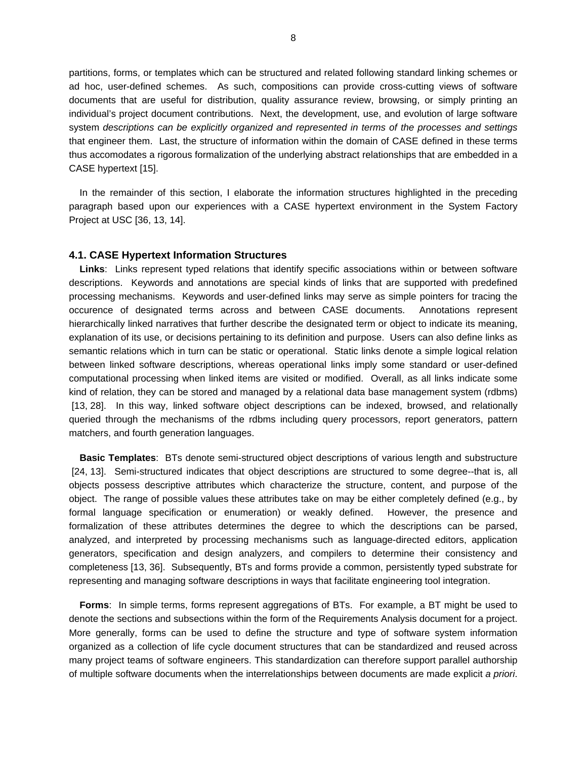partitions, forms, or templates which can be structured and related following standard linking schemes or ad hoc, user-defined schemes. As such, compositions can provide cross-cutting views of software documents that are useful for distribution, quality assurance review, browsing, or simply printing an individual's project document contributions. Next, the development, use, and evolution of large software system *descriptions can be explicitly organized and represented in terms of the processes and settings* that engineer them. Last, the structure of information within the domain of CASE defined in these terms thus accomodates a rigorous formalization of the underlying abstract relationships that are embedded in a CASE hypertext [15].

In the remainder of this section, I elaborate the information structures highlighted in the preceding paragraph based upon our experiences with a CASE hypertext environment in the System Factory Project at USC [36, 13, 14].

### 4.1. CASE Hypertext Information Structures

**Links**: Links represent typed relations that identify specific associations within or between software descriptions. Keywords and annotations are special kinds of links that are supported with predefined processing mechanisms. Keywords and user-defined links may serve as simple pointers for tracing the occurence of designated terms across and between CASE documents. Annotations represent hierarchically linked narratives that further describe the designated term or object to indicate its meaning, explanation of its use, or decisions pertaining to its definition and purpose. Users can also define links as semantic relations which in turn can be static or operational. Static links denote a simple logical relation between linked software descriptions, whereas operational links imply some standard or user-defined computational processing when linked items are visited or modified. Overall, as all links indicate some kind of relation, they can be stored and managed by a relational data base management system (rdbms) [13, 28]. In this way, linked software object descriptions can be indexed, browsed, and relationally queried through the mechanisms of the rdbms including query processors, report generators, pattern matchers, and fourth generation languages.

**Basic Templates**: BTs denote semi-structured object descriptions of various length and substructure [24, 13]. Semi-structured indicates that object descriptions are structured to some degree--that is, all objects possess descriptive attributes which characterize the structure, content, and purpose of the object. The range of possible values these attributes take on may be either completely defined (e.g., by formal language specification or enumeration) or weakly defined. However, the presence and formalization of these attributes determines the degree to which the descriptions can be parsed, analyzed, and interpreted by processing mechanisms such as language-directed editors, application generators, specification and design analyzers, and compilers to determine their consistency and completeness [13, 36]. Subsequently, BTs and forms provide a common, persistently typed substrate for representing and managing software descriptions in ways that facilitate engineering tool integration.

**Forms**: In simple terms, forms represent aggregations of BTs. For example, a BT might be used to denote the sections and subsections within the form of the Requirements Analysis document for a project. More generally, forms can be used to define the structure and type of software system information organized as a collection of life cycle document structures that can be standardized and reused across many project teams of software engineers. This standardization can therefore support parallel authorship of multiple software documents when the interrelationships between documents are made explicit *a priori*.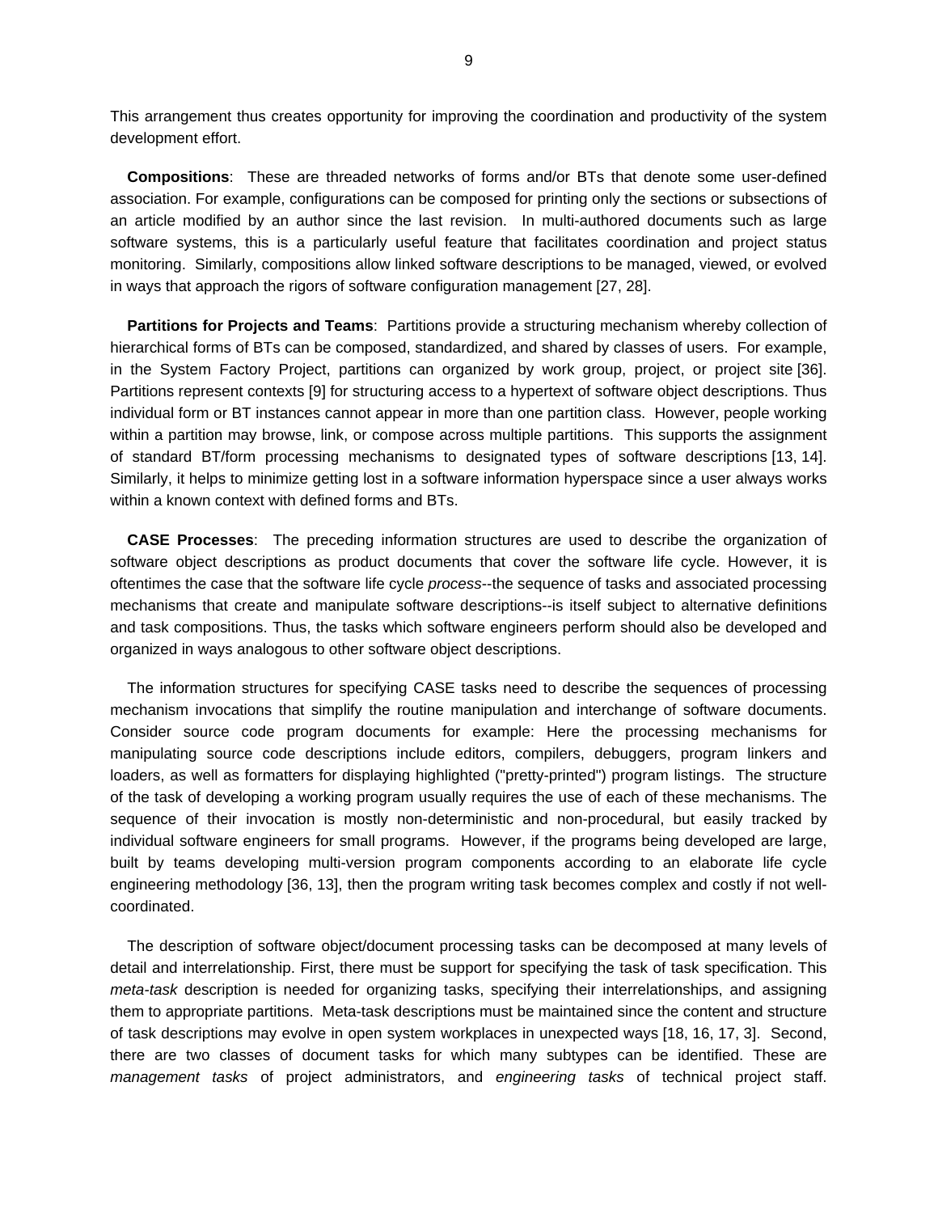This arrangement thus creates opportunity for improving the coordination and productivity of the system development effort.

**Compositions**: These are threaded networks of forms and/or BTs that denote some user-defined association. For example, configurations can be composed for printing only the sections or subsections of an article modified by an author since the last revision. In multi-authored documents such as large software systems, this is a particularly useful feature that facilitates coordination and project status monitoring. Similarly, compositions allow linked software descriptions to be managed, viewed, or evolved in ways that approach the rigors of software configuration management [27, 28].

**Partitions for Projects and Teams**: Partitions provide a structuring mechanism whereby collection of hierarchical forms of BTs can be composed, standardized, and shared by classes of users. For example, in the System Factory Project, partitions can organized by work group, project, or project site [36]. Partitions represent contexts [9] for structuring access to a hypertext of software object descriptions. Thus individual form or BT instances cannot appear in more than one partition class. However, people working within a partition may browse, link, or compose across multiple partitions. This supports the assignment of standard BT/form processing mechanisms to designated types of software descriptions [13, 14]. Similarly, it helps to minimize getting lost in a software information hyperspace since a user always works within a known context with defined forms and BTs.

**CASE Processes**: The preceding information structures are used to describe the organization of software object descriptions as product documents that cover the software life cycle. However, it is oftentimes the case that the software life cycle *process*--the sequence of tasks and associated processing mechanisms that create and manipulate software descriptions--is itself subject to alternative definitions and task compositions. Thus, the tasks which software engineers perform should also be developed and organized in ways analogous to other software object descriptions.

The information structures for specifying CASE tasks need to describe the sequences of processing mechanism invocations that simplify the routine manipulation and interchange of software documents. Consider source code program documents for example: Here the processing mechanisms for manipulating source code descriptions include editors, compilers, debuggers, program linkers and loaders, as well as formatters for displaying highlighted ("pretty-printed") program listings. The structure of the task of developing a working program usually requires the use of each of these mechanisms. The sequence of their invocation is mostly non-deterministic and non-procedural, but easily tracked by individual software engineers for small programs. However, if the programs being developed are large, built by teams developing multi-version program components according to an elaborate life cycle engineering methodology [36, 13], then the program writing task becomes complex and costly if not well-coordinated.

The description of software object/document processing tasks can be decomposed at many levels of detail and interrelationship. First, there must be support for specifying the task of task specification. This *meta-task* description is needed for organizing tasks, specifying their interrelationships, and assigning them to appropriate partitions. Meta-task descriptions must be maintained since the content and structure of task descriptions may evolve in open system workplaces in unexpected ways [18, 16, 17, 3]. Second, there are two classes of document tasks for which many subtypes can be identified. These are *management tasks* of project administrators, and *engineering tasks* of technical project staff.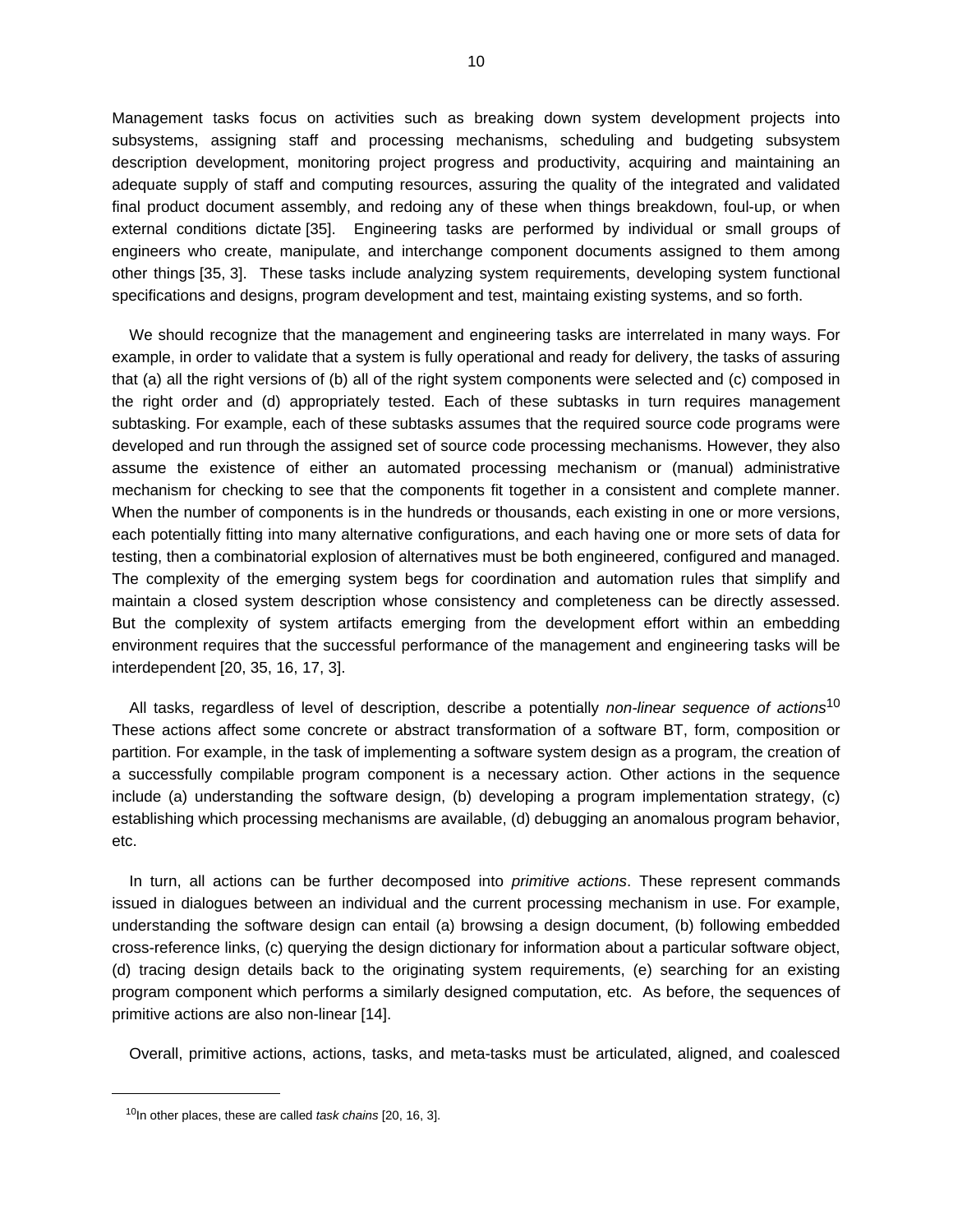Management tasks focus on activities such as breaking down system development projects into subsystems, assigning staff and processing mechanisms, scheduling and budgeting subsystem description development, monitoring project progress and productivity, acquiring and maintaining an adequate supply of staff and computing resources, assuring the quality of the integrated and validated final product document assembly, and redoing any of these when things breakdown, foul-up, or when external conditions dictate [35]. Engineering tasks are performed by individual or small groups of engineers who create, manipulate, and interchange component documents assigned to them among other things [35, 3]. These tasks include analyzing system requirements, developing system functional specifications and designs, program development and test, maintaing existing systems, and so forth.

We should recognize that the management and engineering tasks are interrelated in many ways. For example, in order to validate that a system is fully operational and ready for delivery, the tasks of assuring that (a) all the right versions of (b) all of the right system components were selected and (c) composed in the right order and (d) appropriately tested. Each of these subtasks in turn requires management subtasking. For example, each of these subtasks assumes that the required source code programs were developed and run through the assigned set of source code processing mechanisms. However, they also assume the existence of either an automated processing mechanism or (manual) administrative mechanism for checking to see that the components fit together in a consistent and complete manner. When the number of components is in the hundreds or thousands, each existing in one or more versions, each potentially fitting into many alternative configurations, and each having one or more sets of data for testing, then a combinatorial explosion of alternatives must be both engineered, configured and managed. The complexity of the emerging system begs for coordination and automation rules that simplify and maintain a closed system description whose consistency and completeness can be directly assessed. But the complexity of system artifacts emerging from the development effort within an embedding environment requires that the successful performance of the management and engineering tasks will be interdependent [20, 35, 16, 17, 3].

All tasks, regardless of level of description, describe a potentially *non-linear sequence of actions*[10] These actions affect some concrete or abstract transformation of a software BT, form, composition or partition. For example, in the task of implementing a software system design as a program, the creation of a successfully compilable program component is a necessary action. Other actions in the sequence include (a) understanding the software design, (b) developing a program implementation strategy, (c) establishing which processing mechanisms are available, (d) debugging an anomalous program behavior, etc.

In turn, all actions can be further decomposed into *primitive actions*. These represent commands issued in dialogues between an individual and the current processing mechanism in use. For example, understanding the software design can entail (a) browsing a design document, (b) following embedded cross-reference links, (c) querying the design dictionary for information about a particular software object, (d) tracing design details back to the originating system requirements, (e) searching for an existing program component which performs a similarly designed computation, etc. As before, the sequences of primitive actions are also non-linear [14].

Overall, primitive actions, actions, tasks, and meta-tasks must be articulated, aligned, and coalesced

---

[10] In other places, these are called *task chains* [20, 16, 3].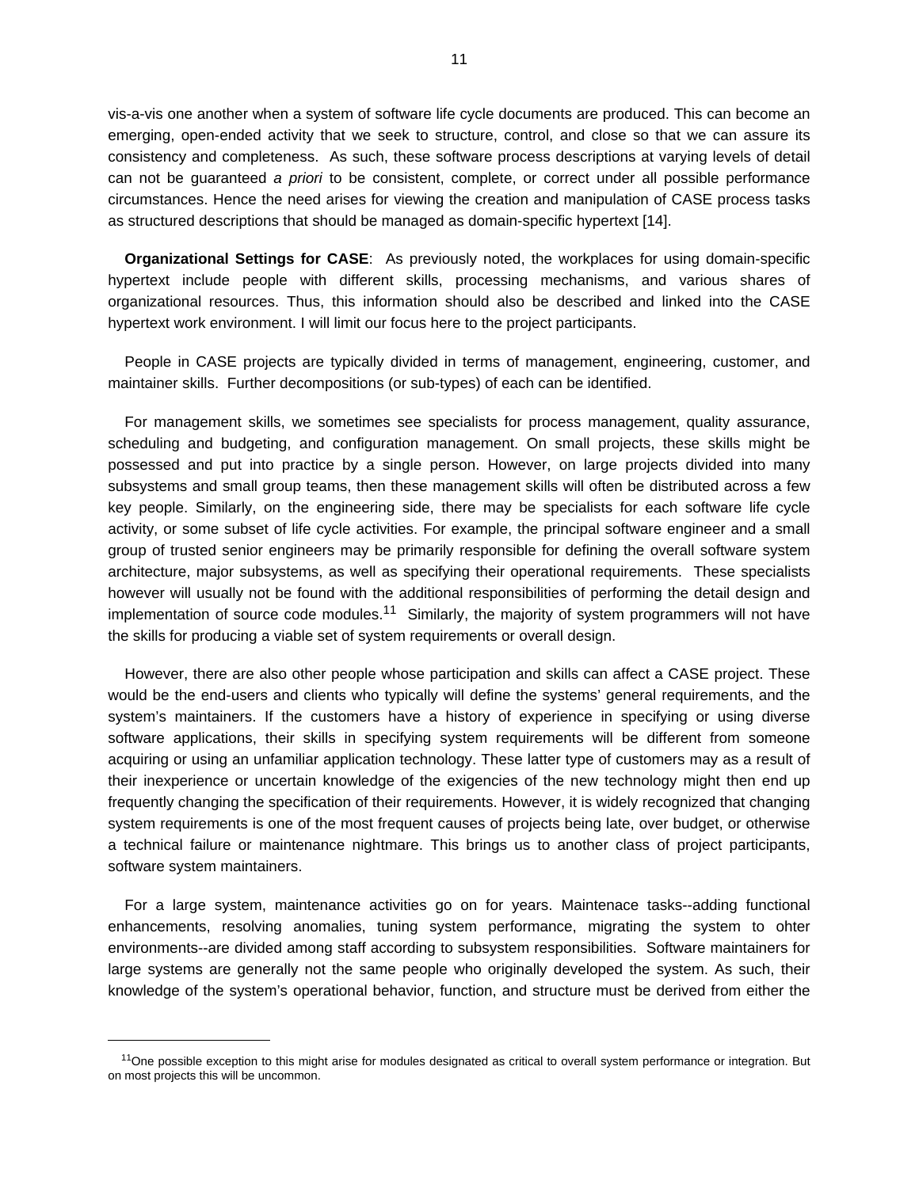vis-a-vis one another when a system of software life cycle documents are produced. This can become an emerging, open-ended activity that we seek to structure, control, and close so that we can assure its consistency and completeness. As such, these software process descriptions at varying levels of detail can not be guaranteed *a priori* to be consistent, complete, or correct under all possible performance circumstances. Hence the need arises for viewing the creation and manipulation of CASE process tasks as structured descriptions that should be managed as domain-specific hypertext [14].

**Organizational Settings for CASE**: As previously noted, the workplaces for using domain-specific hypertext include people with different skills, processing mechanisms, and various shares of organizational resources. Thus, this information should also be described and linked into the CASE hypertext work environment. I will limit our focus here to the project participants.

People in CASE projects are typically divided in terms of management, engineering, customer, and maintainer skills. Further decompositions (or sub-types) of each can be identified.

For management skills, we sometimes see specialists for process management, quality assurance, scheduling and budgeting, and configuration management. On small projects, these skills might be possessed and put into practice by a single person. However, on large projects divided into many subsystems and small group teams, then these management skills will often be distributed across a few key people. Similarly, on the engineering side, there may be specialists for each software life cycle activity, or some subset of life cycle activities. For example, the principal software engineer and a small group of trusted senior engineers may be primarily responsible for defining the overall software system architecture, major subsystems, as well as specifying their operational requirements. These specialists however will usually not be found with the additional responsibilities of performing the detail design and implementation of source code modules.[11] Similarly, the majority of system programmers will not have the skills for producing a viable set of system requirements or overall design.

However, there are also other people whose participation and skills can affect a CASE project. These would be the end-users and clients who typically will define the systems' general requirements, and the system's maintainers. If the customers have a history of experience in specifying or using diverse software applications, their skills in specifying system requirements will be different from someone acquiring or using an unfamiliar application technology. These latter type of customers may as a result of their inexperience or uncertain knowledge of the exigencies of the new technology might then end up frequently changing the specification of their requirements. However, it is widely recognized that changing system requirements is one of the most frequent causes of projects being late, over budget, or otherwise a technical failure or maintenance nightmare. This brings us to another class of project participants, software system maintainers.

For a large system, maintenance activities go on for years. Maintenace tasks--adding functional enhancements, resolving anomalies, tuning system performance, migrating the system to ohter environments--are divided among staff according to subsystem responsibilities. Software maintainers for large systems are generally not the same people who originally developed the system. As such, their knowledge of the system's operational behavior, function, and structure must be derived from either the

---

[11] One possible exception to this might arise for modules designated as critical to overall system performance or integration. But on most projects this will be uncommon.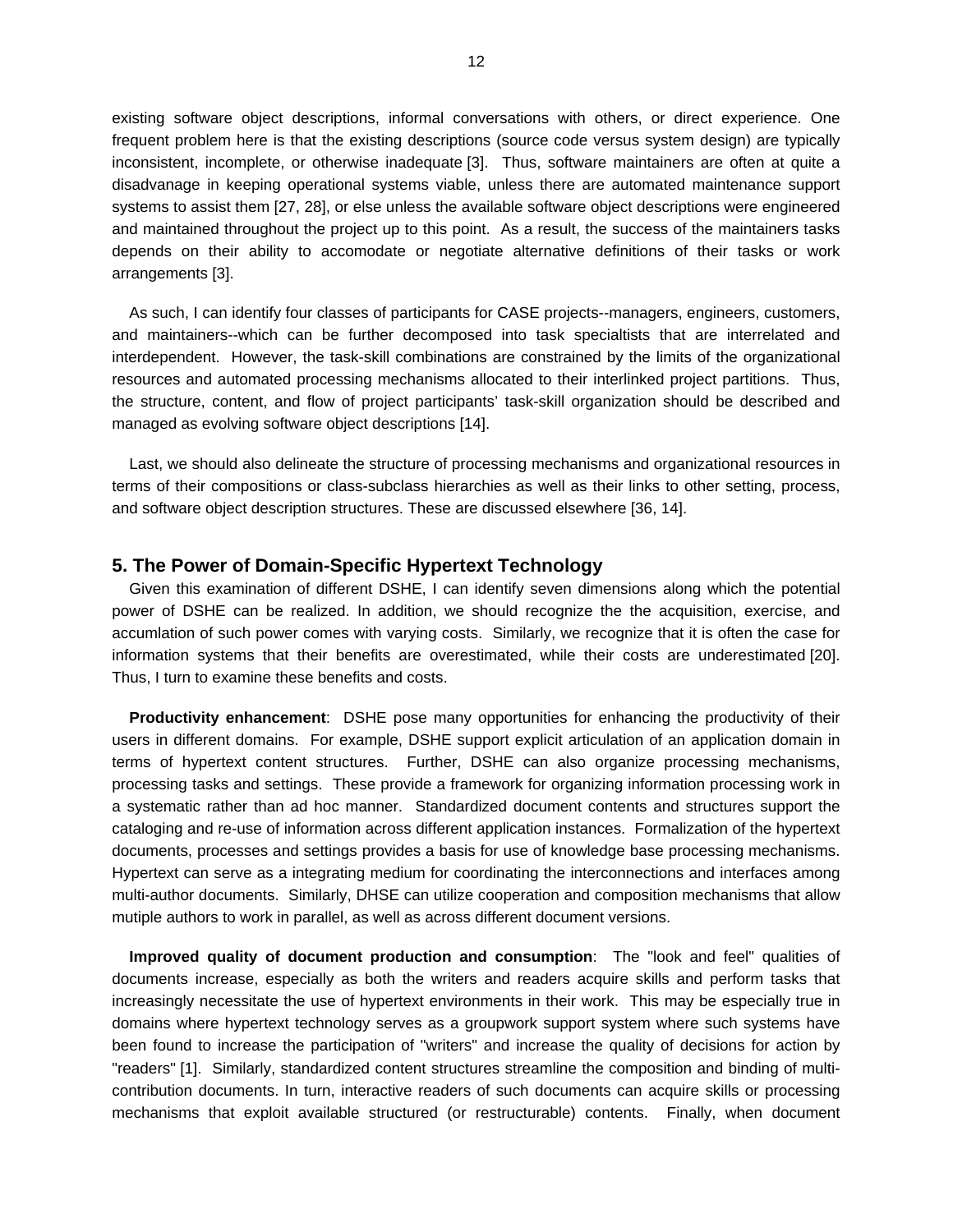existing software object descriptions, informal conversations with others, or direct experience. One frequent problem here is that the existing descriptions (source code versus system design) are typically inconsistent, incomplete, or otherwise inadequate [3]. Thus, software maintainers are often at quite a disadvanage in keeping operational systems viable, unless there are automated maintenance support systems to assist them [27, 28], or else unless the available software object descriptions were engineered and maintained throughout the project up to this point. As a result, the success of the maintainers tasks depends on their ability to accomodate or negotiate alternative definitions of their tasks or work arrangements [3].

As such, I can identify four classes of participants for CASE projects--managers, engineers, customers, and maintainers--which can be further decomposed into task specialtists that are interrelated and interdependent. However, the task-skill combinations are constrained by the limits of the organizational resources and automated processing mechanisms allocated to their interlinked project partitions. Thus, the structure, content, and flow of project participants' task-skill organization should be described and managed as evolving software object descriptions [14].

Last, we should also delineate the structure of processing mechanisms and organizational resources in terms of their compositions or class-subclass hierarchies as well as their links to other setting, process, and software object description structures. These are discussed elsewhere [36, 14].

## 5. The Power of Domain-Specific Hypertext Technology

Given this examination of different DSHE, I can identify seven dimensions along which the potential power of DSHE can be realized. In addition, we should recognize the the acquisition, exercise, and accumlation of such power comes with varying costs. Similarly, we recognize that it is often the case for information systems that their benefits are overestimated, while their costs are underestimated [20]. Thus, I turn to examine these benefits and costs.

**Productivity enhancement**: DSHE pose many opportunities for enhancing the productivity of their users in different domains. For example, DSHE support explicit articulation of an application domain in terms of hypertext content structures. Further, DSHE can also organize processing mechanisms, processing tasks and settings. These provide a framework for organizing information processing work in a systematic rather than ad hoc manner. Standardized document contents and structures support the cataloging and re-use of information across different application instances. Formalization of the hypertext documents, processes and settings provides a basis for use of knowledge base processing mechanisms. Hypertext can serve as a integrating medium for coordinating the interconnections and interfaces among multi-author documents. Similarly, DHSE can utilize cooperation and composition mechanisms that allow mutiple authors to work in parallel, as well as across different document versions.

**Improved quality of document production and consumption**: The "look and feel" qualities of documents increase, especially as both the writers and readers acquire skills and perform tasks that increasingly necessitate the use of hypertext environments in their work. This may be especially true in domains where hypertext technology serves as a groupwork support system where such systems have been found to increase the participation of "writers" and increase the quality of decisions for action by "readers" [1]. Similarly, standardized content structures streamline the composition and binding of multi-contribution documents. In turn, interactive readers of such documents can acquire skills or processing mechanisms that exploit available structured (or restructurable) contents. Finally, when document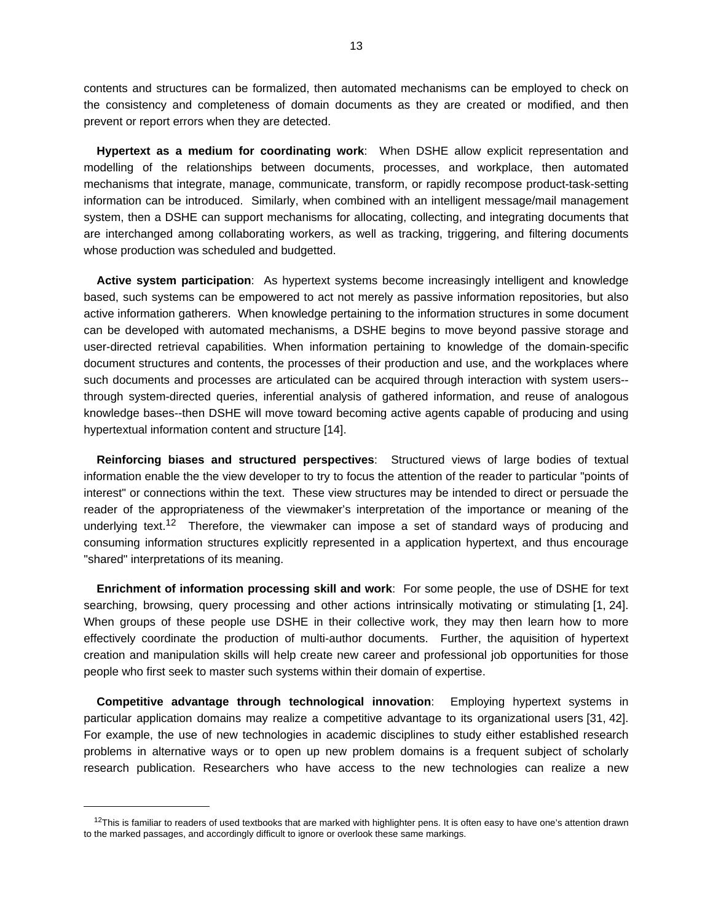contents and structures can be formalized, then automated mechanisms can be employed to check on the consistency and completeness of domain documents as they are created or modified, and then prevent or report errors when they are detected.

**Hypertext as a medium for coordinating work**: When DSHE allow explicit representation and modelling of the relationships between documents, processes, and workplace, then automated mechanisms that integrate, manage, communicate, transform, or rapidly recompose product-task-setting information can be introduced. Similarly, when combined with an intelligent message/mail management system, then a DSHE can support mechanisms for allocating, collecting, and integrating documents that are interchanged among collaborating workers, as well as tracking, triggering, and filtering documents whose production was scheduled and budgetted.

**Active system participation**: As hypertext systems become increasingly intelligent and knowledge based, such systems can be empowered to act not merely as passive information repositories, but also active information gatherers. When knowledge pertaining to the information structures in some document can be developed with automated mechanisms, a DSHE begins to move beyond passive storage and user-directed retrieval capabilities. When information pertaining to knowledge of the domain-specific document structures and contents, the processes of their production and use, and the workplaces where such documents and processes are articulated can be acquired through interaction with system users--through system-directed queries, inferential analysis of gathered information, and reuse of analogous knowledge bases--then DSHE will move toward becoming active agents capable of producing and using hypertextual information content and structure [14].

**Reinforcing biases and structured perspectives**: Structured views of large bodies of textual information enable the the view developer to try to focus the attention of the reader to particular "points of interest" or connections within the text. These view structures may be intended to direct or persuade the reader of the appropriateness of the viewmaker's interpretation of the importance or meaning of the underlying text.[12] Therefore, the viewmaker can impose a set of standard ways of producing and consuming information structures explicitly represented in a application hypertext, and thus encourage "shared" interpretations of its meaning.

**Enrichment of information processing skill and work**: For some people, the use of DSHE for text searching, browsing, query processing and other actions intrinsically motivating or stimulating [1, 24]. When groups of these people use DSHE in their collective work, they may then learn how to more effectively coordinate the production of multi-author documents. Further, the aquisition of hypertext creation and manipulation skills will help create new career and professional job opportunities for those people who first seek to master such systems within their domain of expertise.

**Competitive advantage through technological innovation**: Employing hypertext systems in particular application domains may realize a competitive advantage to its organizational users [31, 42]. For example, the use of new technologies in academic disciplines to study either established research problems in alternative ways or to open up new problem domains is a frequent subject of scholarly research publication. Researchers who have access to the new technologies can realize a new

---

[12] This is familiar to readers of used textbooks that are marked with highlighter pens. It is often easy to have one's attention drawn to the marked passages, and accordingly difficult to ignore or overlook these same markings.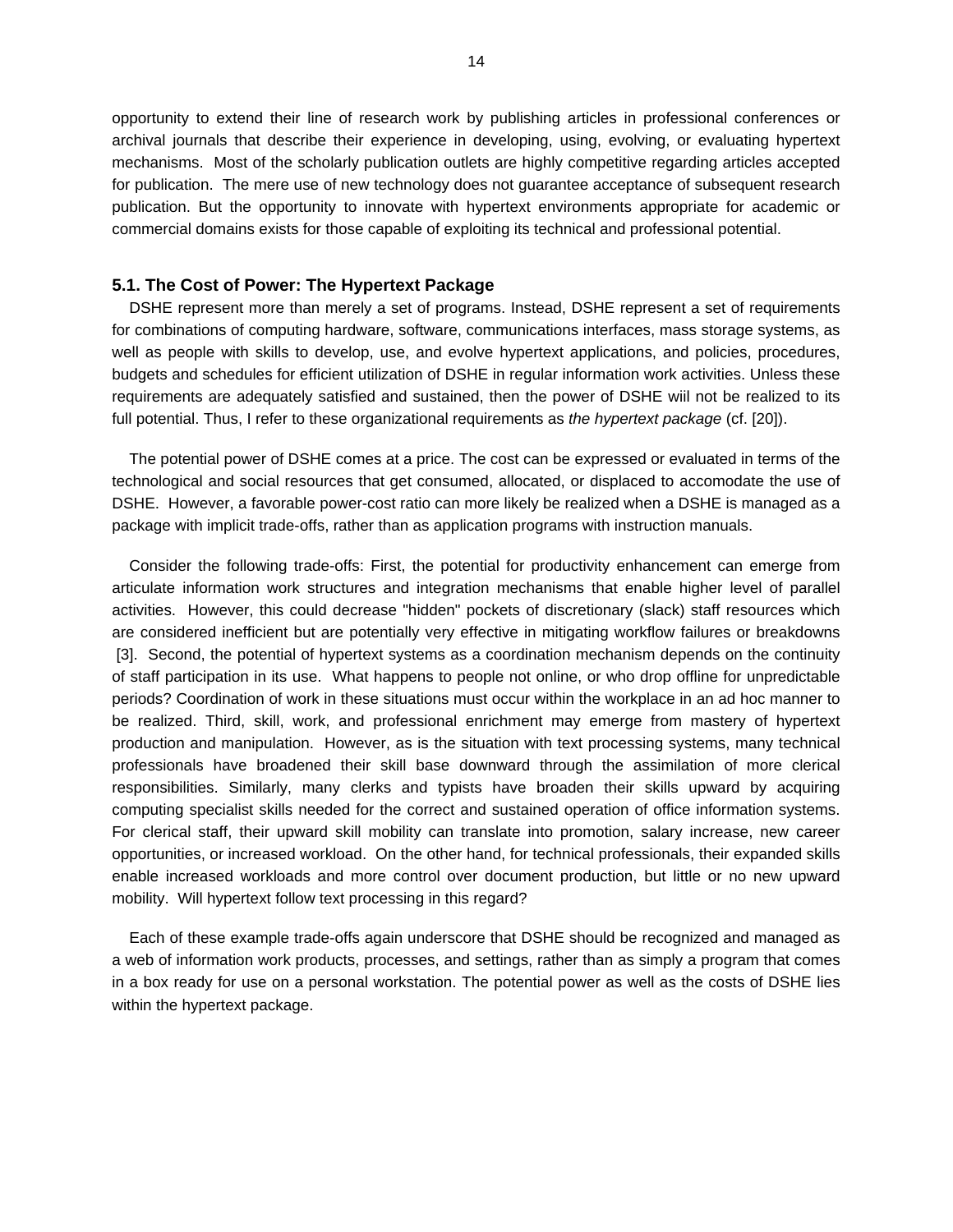opportunity to extend their line of research work by publishing articles in professional conferences or archival journals that describe their experience in developing, using, evolving, or evaluating hypertext mechanisms. Most of the scholarly publication outlets are highly competitive regarding articles accepted for publication. The mere use of new technology does not guarantee acceptance of subsequent research publication. But the opportunity to innovate with hypertext environments appropriate for academic or commercial domains exists for those capable of exploiting its technical and professional potential.

### 5.1. The Cost of Power: The Hypertext Package

DSHE represent more than merely a set of programs. Instead, DSHE represent a set of requirements for combinations of computing hardware, software, communications interfaces, mass storage systems, as well as people with skills to develop, use, and evolve hypertext applications, and policies, procedures, budgets and schedules for efficient utilization of DSHE in regular information work activities. Unless these requirements are adequately satisfied and sustained, then the power of DSHE wiil not be realized to its full potential. Thus, I refer to these organizational requirements as *the hypertext package* (cf. [20]).

The potential power of DSHE comes at a price. The cost can be expressed or evaluated in terms of the technological and social resources that get consumed, allocated, or displaced to accomodate the use of DSHE. However, a favorable power-cost ratio can more likely be realized when a DSHE is managed as a package with implicit trade-offs, rather than as application programs with instruction manuals.

Consider the following trade-offs: First, the potential for productivity enhancement can emerge from articulate information work structures and integration mechanisms that enable higher level of parallel activities. However, this could decrease "hidden" pockets of discretionary (slack) staff resources which are considered inefficient but are potentially very effective in mitigating workflow failures or breakdowns [3]. Second, the potential of hypertext systems as a coordination mechanism depends on the continuity of staff participation in its use. What happens to people not online, or who drop offline for unpredictable periods? Coordination of work in these situations must occur within the workplace in an ad hoc manner to be realized. Third, skill, work, and professional enrichment may emerge from mastery of hypertext production and manipulation. However, as is the situation with text processing systems, many technical professionals have broadened their skill base downward through the assimilation of more clerical responsibilities. Similarly, many clerks and typists have broaden their skills upward by acquiring computing specialist skills needed for the correct and sustained operation of office information systems. For clerical staff, their upward skill mobility can translate into promotion, salary increase, new career opportunities, or increased workload. On the other hand, for technical professionals, their expanded skills enable increased workloads and more control over document production, but little or no new upward mobility. Will hypertext follow text processing in this regard?

Each of these example trade-offs again underscore that DSHE should be recognized and managed as a web of information work products, processes, and settings, rather than as simply a program that comes in a box ready for use on a personal workstation. The potential power as well as the costs of DSHE lies within the hypertext package.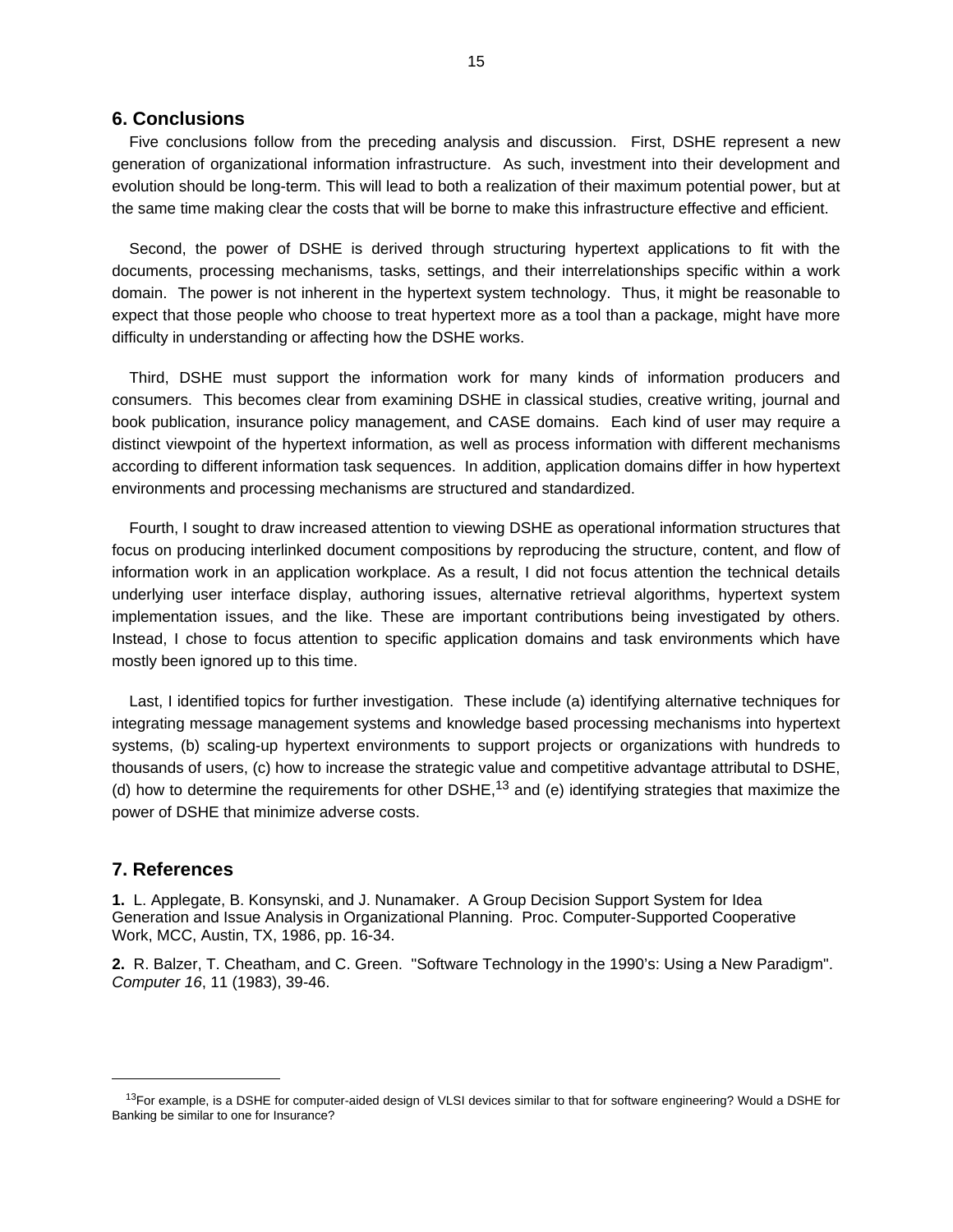## 6. Conclusions

Five conclusions follow from the preceding analysis and discussion. First, DSHE represent a new generation of organizational information infrastructure. As such, investment into their development and evolution should be long-term. This will lead to both a realization of their maximum potential power, but at the same time making clear the costs that will be borne to make this infrastructure effective and efficient.

Second, the power of DSHE is derived through structuring hypertext applications to fit with the documents, processing mechanisms, tasks, settings, and their interrelationships specific within a work domain. The power is not inherent in the hypertext system technology. Thus, it might be reasonable to expect that those people who choose to treat hypertext more as a tool than a package, might have more difficulty in understanding or affecting how the DSHE works.

Third, DSHE must support the information work for many kinds of information producers and consumers. This becomes clear from examining DSHE in classical studies, creative writing, journal and book publication, insurance policy management, and CASE domains. Each kind of user may require a distinct viewpoint of the hypertext information, as well as process information with different mechanisms according to different information task sequences. In addition, application domains differ in how hypertext environments and processing mechanisms are structured and standardized.

Fourth, I sought to draw increased attention to viewing DSHE as operational information structures that focus on producing interlinked document compositions by reproducing the structure, content, and flow of information work in an application workplace. As a result, I did not focus attention the technical details underlying user interface display, authoring issues, alternative retrieval algorithms, hypertext system implementation issues, and the like. These are important contributions being investigated by others. Instead, I chose to focus attention to specific application domains and task environments which have mostly been ignored up to this time.

Last, I identified topics for further investigation. These include (a) identifying alternative techniques for integrating message management systems and knowledge based processing mechanisms into hypertext systems, (b) scaling-up hypertext environments to support projects or organizations with hundreds to thousands of users, (c) how to increase the strategic value and competitive advantage attributal to DSHE, (d) how to determine the requirements for other DSHE,[13] and (e) identifying strategies that maximize the power of DSHE that minimize adverse costs.

## 7. References

**1.** L. Applegate, B. Konsynski, and J. Nunamaker. A Group Decision Support System for Idea Generation and Issue Analysis in Organizational Planning. Proc. Computer-Supported Cooperative Work, MCC, Austin, TX, 1986, pp. 16-34.

**2.** R. Balzer, T. Cheatham, and C. Green. "Software Technology in the 1990's: Using a New Paradigm". *Computer 16*, 11 (1983), 39-46.

---

[13] For example, is a DSHE for computer-aided design of VLSI devices similar to that for software engineering? Would a DSHE for Banking be similar to one for Insurance?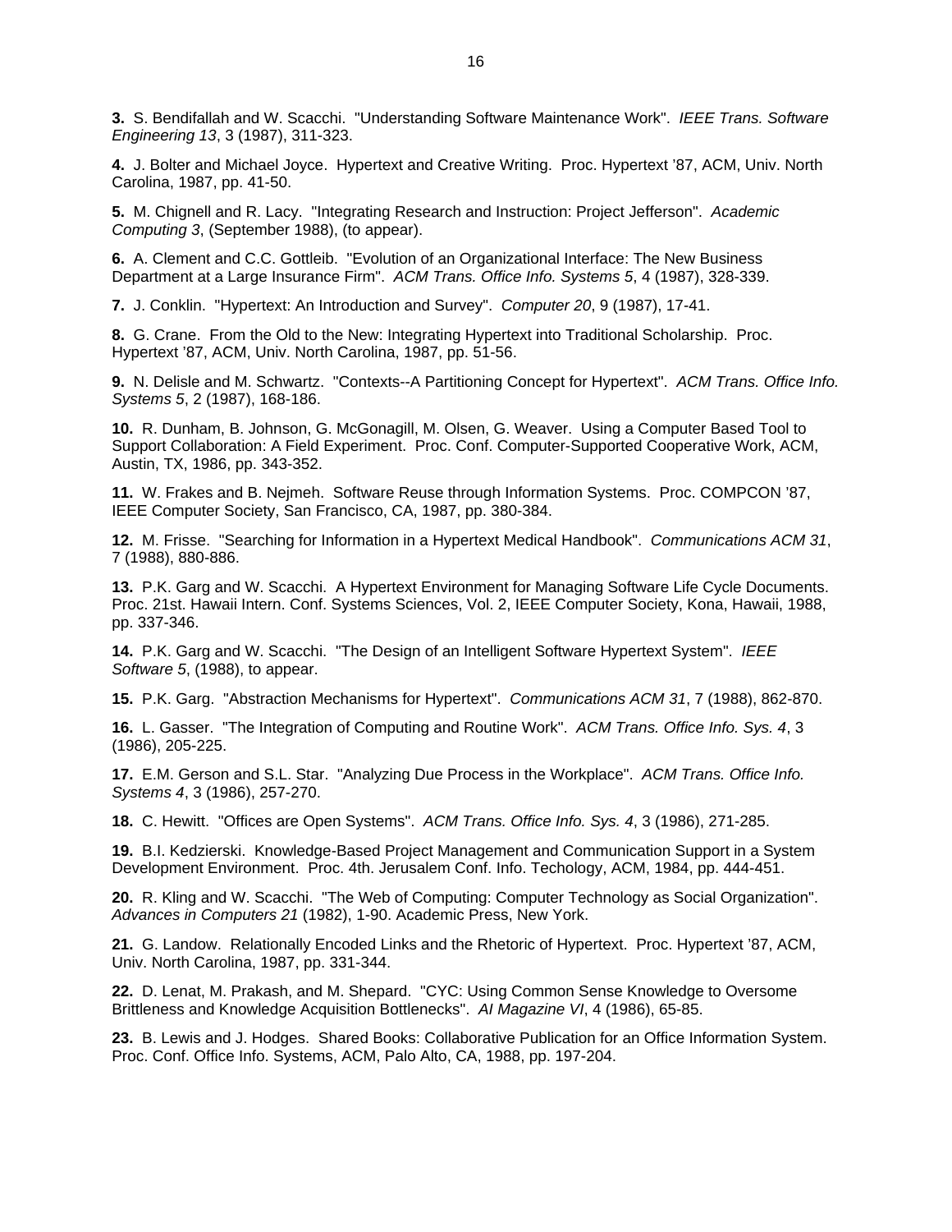**3.** S. Bendifallah and W. Scacchi. "Understanding Software Maintenance Work". *IEEE Trans. Software Engineering 13*, 3 (1987), 311-323.

**4.** J. Bolter and Michael Joyce. Hypertext and Creative Writing. Proc. Hypertext '87, ACM, Univ. North Carolina, 1987, pp. 41-50.

**5.** M. Chignell and R. Lacy. "Integrating Research and Instruction: Project Jefferson". *Academic Computing 3*, (September 1988), (to appear).

**6.** A. Clement and C.C. Gottleib. "Evolution of an Organizational Interface: The New Business Department at a Large Insurance Firm". *ACM Trans. Office Info. Systems 5*, 4 (1987), 328-339.

**7.** J. Conklin. "Hypertext: An Introduction and Survey". *Computer 20*, 9 (1987), 17-41.

**8.** G. Crane. From the Old to the New: Integrating Hypertext into Traditional Scholarship. Proc. Hypertext '87, ACM, Univ. North Carolina, 1987, pp. 51-56.

**9.** N. Delisle and M. Schwartz. "Contexts--A Partitioning Concept for Hypertext". *ACM Trans. Office Info. Systems 5*, 2 (1987), 168-186.

**10.** R. Dunham, B. Johnson, G. McGonagill, M. Olsen, G. Weaver. Using a Computer Based Tool to Support Collaboration: A Field Experiment. Proc. Conf. Computer-Supported Cooperative Work, ACM, Austin, TX, 1986, pp. 343-352.

**11.** W. Frakes and B. Nejmeh. Software Reuse through Information Systems. Proc. COMPCON '87, IEEE Computer Society, San Francisco, CA, 1987, pp. 380-384.

**12.** M. Frisse. "Searching for Information in a Hypertext Medical Handbook". *Communications ACM 31*, 7 (1988), 880-886.

**13.** P.K. Garg and W. Scacchi. A Hypertext Environment for Managing Software Life Cycle Documents. Proc. 21st. Hawaii Intern. Conf. Systems Sciences, Vol. 2, IEEE Computer Society, Kona, Hawaii, 1988, pp. 337-346.

**14.** P.K. Garg and W. Scacchi. "The Design of an Intelligent Software Hypertext System". *IEEE Software 5*, (1988), to appear.

**15.** P.K. Garg. "Abstraction Mechanisms for Hypertext". *Communications ACM 31*, 7 (1988), 862-870.

**16.** L. Gasser. "The Integration of Computing and Routine Work". *ACM Trans. Office Info. Sys. 4*, 3 (1986), 205-225.

**17.** E.M. Gerson and S.L. Star. "Analyzing Due Process in the Workplace". *ACM Trans. Office Info. Systems 4*, 3 (1986), 257-270.

**18.** C. Hewitt. "Offices are Open Systems". *ACM Trans. Office Info. Sys. 4*, 3 (1986), 271-285.

**19.** B.I. Kedzierski. Knowledge-Based Project Management and Communication Support in a System Development Environment. Proc. 4th. Jerusalem Conf. Info. Techology, ACM, 1984, pp. 444-451.

**20.** R. Kling and W. Scacchi. "The Web of Computing: Computer Technology as Social Organization". *Advances in Computers 21* (1982), 1-90. Academic Press, New York.

**21.** G. Landow. Relationally Encoded Links and the Rhetoric of Hypertext. Proc. Hypertext '87, ACM, Univ. North Carolina, 1987, pp. 331-344.

**22.** D. Lenat, M. Prakash, and M. Shepard. "CYC: Using Common Sense Knowledge to Oversome Brittleness and Knowledge Acquisition Bottlenecks". *AI Magazine VI*, 4 (1986), 65-85.

**23.** B. Lewis and J. Hodges. Shared Books: Collaborative Publication for an Office Information System. Proc. Conf. Office Info. Systems, ACM, Palo Alto, CA, 1988, pp. 197-204.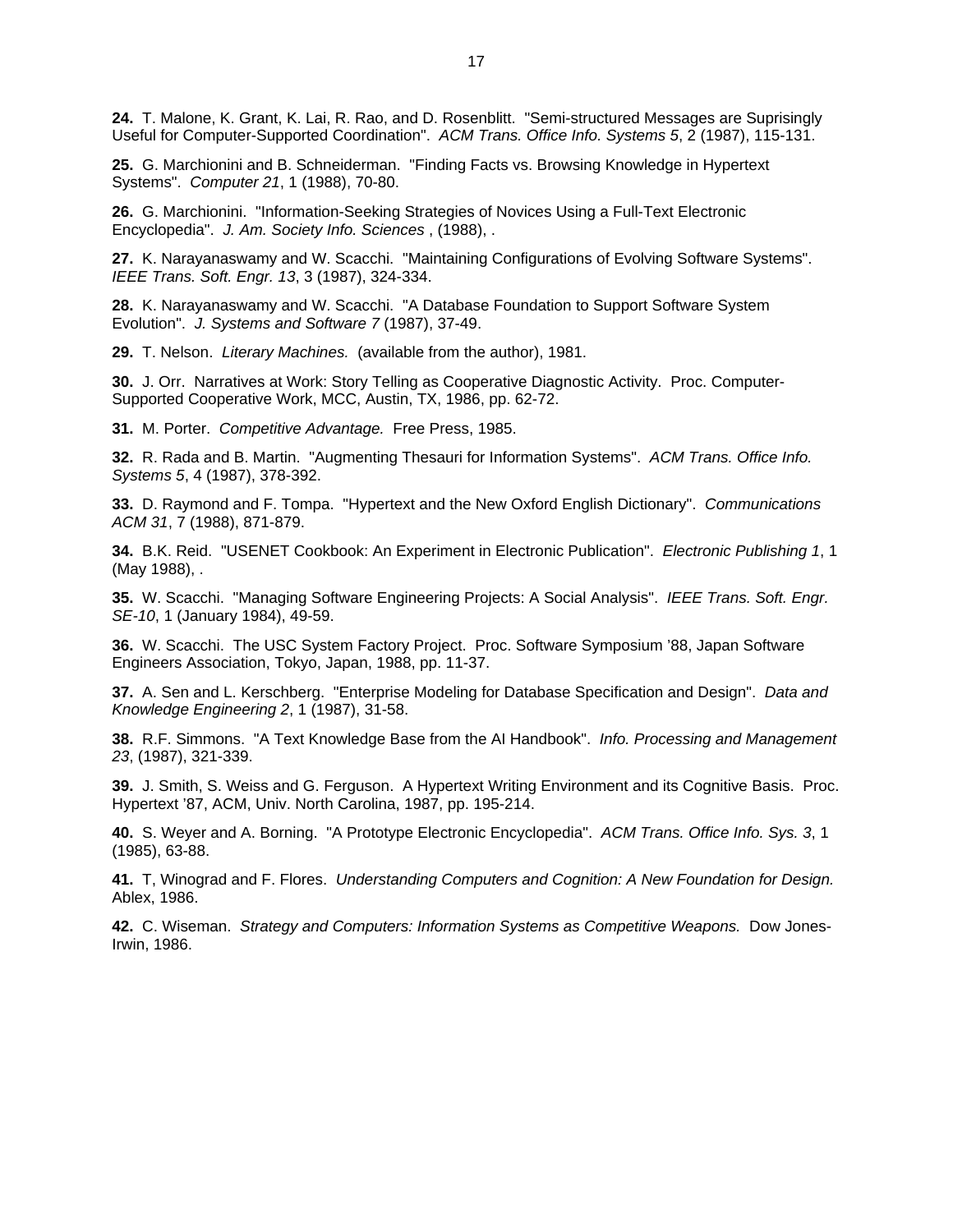**24.** T. Malone, K. Grant, K. Lai, R. Rao, and D. Rosenblitt. "Semi-structured Messages are Suprisingly Useful for Computer-Supported Coordination". *ACM Trans. Office Info. Systems 5*, 2 (1987), 115-131.

**25.** G. Marchionini and B. Schneiderman. "Finding Facts vs. Browsing Knowledge in Hypertext Systems". *Computer 21*, 1 (1988), 70-80.

**26.** G. Marchionini. "Information-Seeking Strategies of Novices Using a Full-Text Electronic Encyclopedia". *J. Am. Society Info. Sciences* , (1988), .

**27.** K. Narayanaswamy and W. Scacchi. "Maintaining Configurations of Evolving Software Systems". *IEEE Trans. Soft. Engr. 13*, 3 (1987), 324-334.

**28.** K. Narayanaswamy and W. Scacchi. "A Database Foundation to Support Software System Evolution". *J. Systems and Software 7* (1987), 37-49.

**29.** T. Nelson. *Literary Machines.* (available from the author), 1981.

**30.** J. Orr. Narratives at Work: Story Telling as Cooperative Diagnostic Activity. Proc. Computer-Supported Cooperative Work, MCC, Austin, TX, 1986, pp. 62-72.

**31.** M. Porter. *Competitive Advantage.* Free Press, 1985.

**32.** R. Rada and B. Martin. "Augmenting Thesauri for Information Systems". *ACM Trans. Office Info. Systems 5*, 4 (1987), 378-392.

**33.** D. Raymond and F. Tompa. "Hypertext and the New Oxford English Dictionary". *Communications ACM 31*, 7 (1988), 871-879.

**34.** B.K. Reid. "USENET Cookbook: An Experiment in Electronic Publication". *Electronic Publishing 1*, 1 (May 1988), .

**35.** W. Scacchi. "Managing Software Engineering Projects: A Social Analysis". *IEEE Trans. Soft. Engr. SE-10*, 1 (January 1984), 49-59.

**36.** W. Scacchi. The USC System Factory Project. Proc. Software Symposium '88, Japan Software Engineers Association, Tokyo, Japan, 1988, pp. 11-37.

**37.** A. Sen and L. Kerschberg. "Enterprise Modeling for Database Specification and Design". *Data and Knowledge Engineering 2*, 1 (1987), 31-58.

**38.** R.F. Simmons. "A Text Knowledge Base from the AI Handbook". *Info. Processing and Management 23*, (1987), 321-339.

**39.** J. Smith, S. Weiss and G. Ferguson. A Hypertext Writing Environment and its Cognitive Basis. Proc. Hypertext '87, ACM, Univ. North Carolina, 1987, pp. 195-214.

**40.** S. Weyer and A. Borning. "A Prototype Electronic Encyclopedia". *ACM Trans. Office Info. Sys. 3*, 1 (1985), 63-88.

**41.** T, Winograd and F. Flores. *Understanding Computers and Cognition: A New Foundation for Design.* Ablex, 1986.

**42.** C. Wiseman. *Strategy and Computers: Information Systems as Competitive Weapons.* Dow Jones-Irwin, 1986.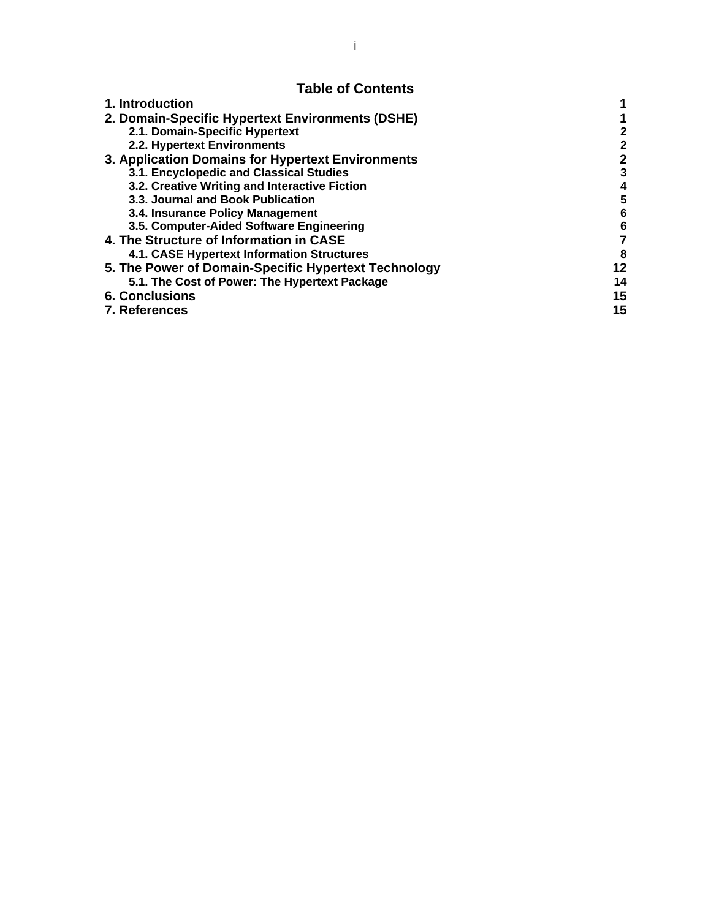# Table of Contents

| | |
|---|---|
| **1. Introduction** | **1** |
| **2. Domain-Specific Hypertext Environments (DSHE)** | **1** |
| **2.1. Domain-Specific Hypertext** | **2** |
| **2.2. Hypertext Environments** | **2** |
| **3. Application Domains for Hypertext Environments** | **2** |
| **3.1. Encyclopedic and Classical Studies** | **3** |
| **3.2. Creative Writing and Interactive Fiction** | **4** |
| **3.3. Journal and Book Publication** | **5** |
| **3.4. Insurance Policy Management** | **6** |
| **3.5. Computer-Aided Software Engineering** | **6** |
| **4. The Structure of Information in CASE** | **7** |
| **4.1. CASE Hypertext Information Structures** | **8** |
| **5. The Power of Domain-Specific Hypertext Technology** | **12** |
| **5.1. The Cost of Power: The Hypertext Package** | **14** |
| **6. Conclusions** | **15** |
| **7. References** | **15** |